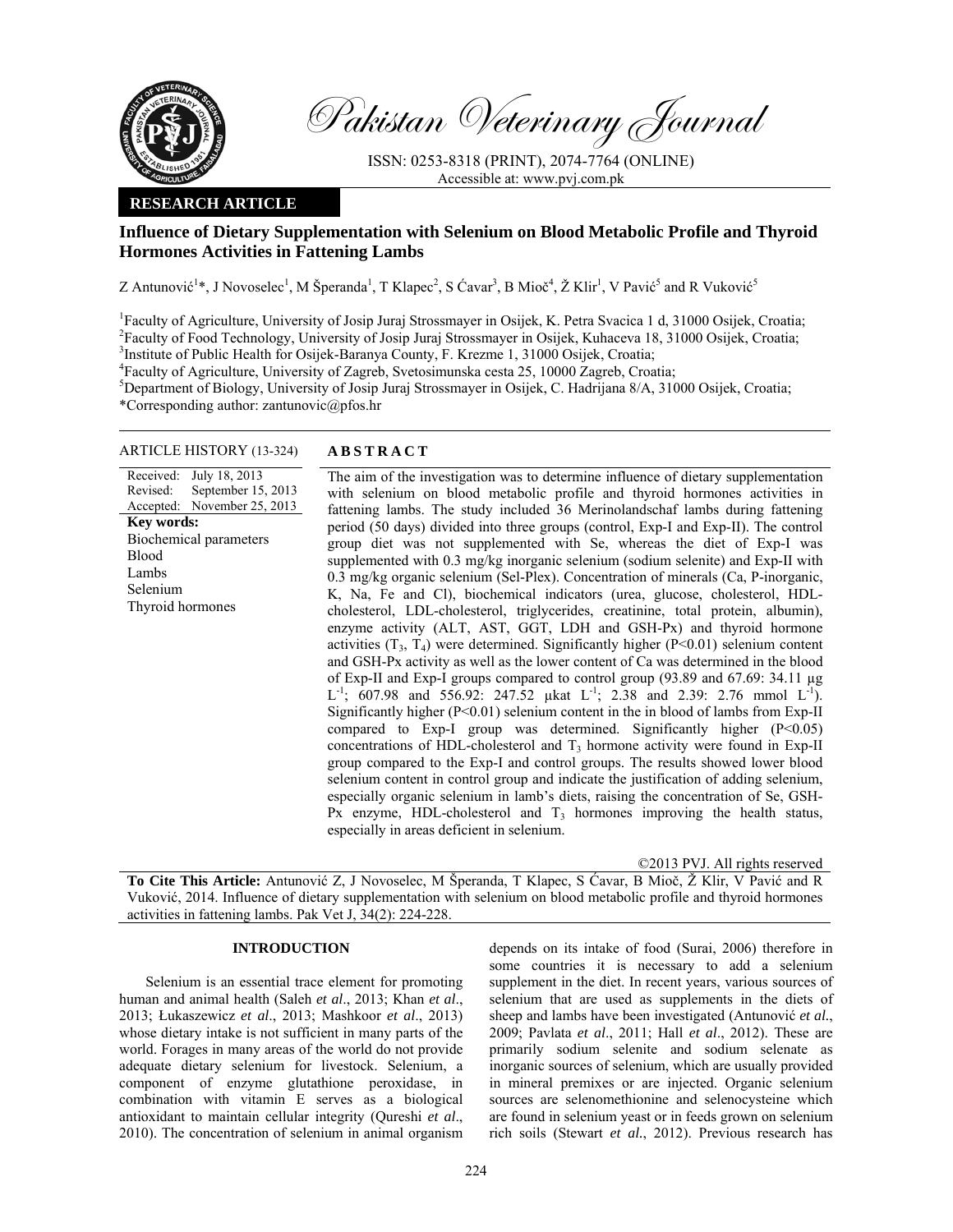Pakistan Veterinary Journal

ISSN: 0253-8318 (PRINT), 2074-7764 (ONLINE)
Accessible at: www.pvj.com.pk

**RESEARCH ARTICLE**

# Influence of Dietary Supplementation with Selenium on Blood Metabolic Profile and Thyroid Hormones Activities in Fattening Lambs

Z Antunović[1]*, J Novoselec[1], M Šperanda[1], T Klapec[2], S Ćavar[3], B Mioč[4], Ž Klir[1], V Pavić[5] and R Vuković[5]

[1]Faculty of Agriculture, University of Josip Juraj Strossmayer in Osijek, K. Petra Svacica 1 d, 31000 Osijek, Croatia;
[2]Faculty of Food Technology, University of Josip Juraj Strossmayer in Osijek, Kuhaceva 18, 31000 Osijek, Croatia;
[3]Institute of Public Health for Osijek-Baranya County, F. Krezme 1, 31000 Osijek, Croatia;
[4]Faculty of Agriculture, University of Zagreb, Svetosimunska cesta 25, 10000 Zagreb, Croatia;
[5]Department of Biology, University of Josip Juraj Strossmayer in Osijek, C. Hadrijana 8/A, 31000 Osijek, Croatia;
*Corresponding author: zantunovic@pfos.hr

**ARTICLE HISTORY** (13-324)

Received: July 18, 2013
Revised: September 15, 2013
Accepted: November 25, 2013

**Key words:**
Biochemical parameters
Blood
Lambs
Selenium
Thyroid hormones

## ABSTRACT

The aim of the investigation was to determine influence of dietary supplementation with selenium on blood metabolic profile and thyroid hormones activities in fattening lambs. The study included 36 Merinolandschaf lambs during fattening period (50 days) divided into three groups (control, Exp-I and Exp-II). The control group diet was not supplemented with Se, whereas the diet of Exp-I was supplemented with 0.3 mg/kg inorganic selenium (sodium selenite) and Exp-II with 0.3 mg/kg organic selenium (Sel-Plex). Concentration of minerals (Ca, P-inorganic, K, Na, Fe and Cl), biochemical indicators (urea, glucose, cholesterol, HDL-cholesterol, LDL-cholesterol, triglycerides, creatinine, total protein, albumin), enzyme activity (ALT, AST, GGT, LDH and GSH-Px) and thyroid hormone activities ($T_3$, $T_4$) were determined. Significantly higher ($P<0.01$) selenium content and GSH-Px activity as well as the lower content of Ca was determined in the blood of Exp-II and Exp-I groups compared to control group (93.89 and 67.69: 34.11 µg $L^{-1}$; 607.98 and 556.92: 247.52 µkat $L^{-1}$; 2.38 and 2.39: 2.76 mmol $L^{-1}$). Significantly higher ($P<0.01$) selenium content in the in blood of lambs from Exp-II compared to Exp-I group was determined. Significantly higher ($P<0.05$) concentrations of HDL-cholesterol and $T_3$ hormone activity were found in Exp-II group compared to the Exp-I and control groups. The results showed lower blood selenium content in control group and indicate the justification of adding selenium, especially organic selenium in lamb's diets, raising the concentration of Se, GSH-Px enzyme, HDL-cholesterol and $T_3$ hormones improving the health status, especially in areas deficient in selenium.

©2013 PVJ. All rights reserved

**To Cite This Article:** Antunović Z, J Novoselec, M Šperanda, T Klapec, S Ćavar, B Mioč, Ž Klir, V Pavić and R Vuković, 2014. Influence of dietary supplementation with selenium on blood metabolic profile and thyroid hormones activities in fattening lambs. Pak Vet J, 34(2): 224-228.

## INTRODUCTION

Selenium is an essential trace element for promoting human and animal health (Saleh *et al*., 2013; Khan *et al*., 2013; Łukaszewicz *et al*., 2013; Mashkoor *et al*., 2013) whose dietary intake is not sufficient in many parts of the world. Forages in many areas of the world do not provide adequate dietary selenium for livestock. Selenium, a component of enzyme glutathione peroxidase, in combination with vitamin E serves as a biological antioxidant to maintain cellular integrity (Qureshi *et al*., 2010). The concentration of selenium in animal organism depends on its intake of food (Surai, 2006) therefore in some countries it is necessary to add a selenium supplement in the diet. In recent years, various sources of selenium that are used as supplements in the diets of sheep and lambs have been investigated (Antunović *et al*., 2009; Pavlata *et al*., 2011; Hall *et al*., 2012). These are primarily sodium selenite and sodium selenate as inorganic sources of selenium, which are usually provided in mineral premixes or are injected. Organic selenium sources are selenomethionine and selenocysteine which are found in selenium yeast or in feeds grown on selenium rich soils (Stewart *et al*., 2012). Previous research has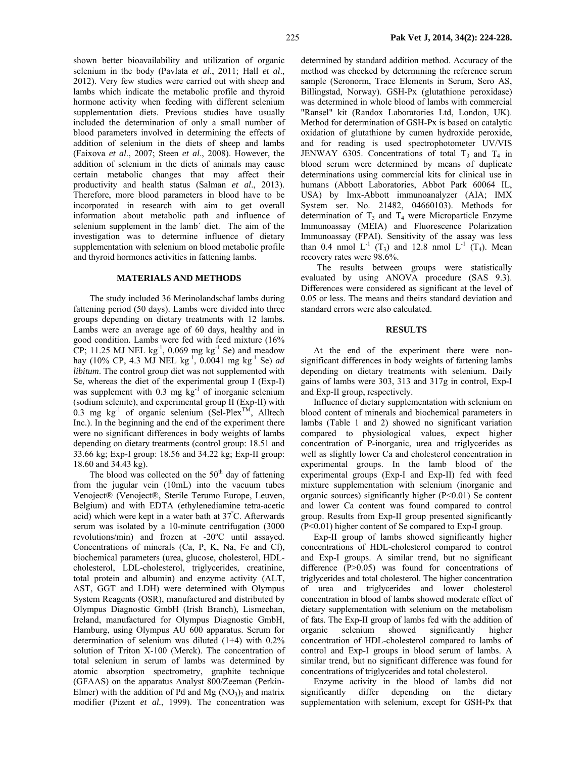shown better bioavailability and utilization of organic selenium in the body (Pavlata *et al*., 2011; Hall *et al*., 2012). Very few studies were carried out with sheep and lambs which indicate the metabolic profile and thyroid hormone activity when feeding with different selenium supplementation diets. Previous studies have usually included the determination of only a small number of blood parameters involved in determining the effects of addition of selenium in the diets of sheep and lambs (Faixova *et al*., 2007; Steen *et al*., 2008). However, the addition of selenium in the diets of animals may cause certain metabolic changes that may affect their productivity and health status (Salman *et al*., 2013). Therefore, more blood parameters in blood have to be incorporated in research with aim to get overall information about metabolic path and influence of selenium supplement in the lamb´ diet. The aim of the investigation was to determine influence of dietary supplementation with selenium on blood metabolic profile and thyroid hormones activities in fattening lambs.

## MATERIALS AND METHODS

The study included 36 Merinolandschaf lambs during fattening period (50 days). Lambs were divided into three groups depending on dietary treatments with 12 lambs. Lambs were an average age of 60 days, healthy and in good condition. Lambs were fed with feed mixture (16% CP; 11.25 MJ NEL $kg^{-1}$, 0.069 mg $kg^{-1}$ Se) and meadow hay (10% CP, 4.3 MJ NEL $kg^{-1}$, 0.0041 mg $kg^{-1}$ Se) *ad libitum*. The control group diet was not supplemented with Se, whereas the diet of the experimental group I (Exp-I) was supplement with 0.3 mg $kg^{-1}$ of inorganic selenium (sodium selenite), and experimental group II (Exp-II) with 0.3 mg $kg^{-1}$ of organic selenium (Sel-Plex™, Alltech Inc.). In the beginning and the end of the experiment there were no significant differences in body weights of lambs depending on dietary treatments (control group: 18.51 and 33.66 kg; Exp-I group: 18.56 and 34.22 kg; Exp-II group: 18.60 and 34.43 kg).

The blood was collected on the 50th day of fattening from the jugular vein (10mL) into the vacuum tubes Venoject® (Venoject®, Sterile Terumo Europe, Leuven, Belgium) and with EDTA (ethylenediamine tetra-acetic acid) which were kept in a water bath at 37°C. Afterwards serum was isolated by a 10-minute centrifugation (3000 revolutions/min) and frozen at -20ºC until assayed. Concentrations of minerals (Ca, P, K, Na, Fe and Cl), biochemical parameters (urea, glucose, cholesterol, HDL-cholesterol, LDL-cholesterol, triglycerides, creatinine, total protein and albumin) and enzyme activity (ALT, AST, GGT and LDH) were determined with Olympus System Reagents (OSR), manufactured and distributed by Olympus Diagnostic GmbH (Irish Branch), Lismeehan, Ireland, manufactured for Olympus Diagnostic GmbH, Hamburg, using Olympus AU 600 apparatus. Serum for determination of selenium was diluted (1+4) with 0.2% solution of Triton X-100 (Merck). The concentration of total selenium in serum of lambs was determined by atomic absorption spectrometry, graphite technique (GFAAS) on the apparatus Analyst 800/Zeeman (Perkin-Elmer) with the addition of Pd and Mg $(NO_3)_2$ and matrix modifier (Pizent *et al*., 1999). The concentration was determined by standard addition method. Accuracy of the method was checked by determining the reference serum sample (Seronorm, Trace Elements in Serum, Sero AS, Billingstad, Norway). GSH-Px (glutathione peroxidase) was determined in whole blood of lambs with commercial "Ransel" kit (Randox Laboratories Ltd, London, UK). Method for determination of GSH-Px is based on catalytic oxidation of glutathione by cumen hydroxide peroxide, and for reading is used spectrophotometer UV/VIS JENWAY 6305. Concentrations of total $T_3$ and $T_4$ in blood serum were determined by means of duplicate determinations using commercial kits for clinical use in humans (Abbott Laboratories, Abbot Park 60064 IL, USA) by Imx-Abbott immunoanalyzer (AIA; IMX System ser. No. 21482, 04660103). Methods for determination of $T_3$ and $T_4$ were Microparticle Enzyme Immunoassay (MEIA) and Fluorescence Polarization Immunoassay (FPAI). Sensitivity of the assay was less than 0.4 nmol $L^{-1}$ ($T_3$) and 12.8 nmol $L^{-1}$ ($T_4$). Mean recovery rates were 98.6%.

The results between groups were statistically evaluated by using ANOVA procedure (SAS 9.3). Differences were considered as significant at the level of 0.05 or less. The means and theirs standard deviation and standard errors were also calculated.

## RESULTS

At the end of the experiment there were non-significant differences in body weights of fattening lambs depending on dietary treatments with selenium. Daily gains of lambs were 303, 313 and 317g in control, Exp-I and Exp-II group, respectively.

Influence of dietary supplementation with selenium on blood content of minerals and biochemical parameters in lambs (Table 1 and 2) showed no significant variation compared to physiological values, expect higher concentration of P-inorganic, urea and triglycerides as well as slightly lower Ca and cholesterol concentration in experimental groups. In the lamb blood of the experimental groups (Exp-I and Exp-II) fed with feed mixture supplementation with selenium (inorganic and organic sources) significantly higher ($P<0.01$) Se content and lower Ca content was found compared to control group. Results from Exp-II group presented significantly ($P<0.01$) higher content of Se compared to Exp-I group.

Exp-II group of lambs showed significantly higher concentrations of HDL-cholesterol compared to control and Exp-I groups. A similar trend, but no significant difference ($P>0.05$) was found for concentrations of triglycerides and total cholesterol. The higher concentration of urea and triglycerides and lower cholesterol concentration in blood of lambs showed moderate effect of dietary supplementation with selenium on the metabolism of fats. The Exp-II group of lambs fed with the addition of organic selenium showed significantly higher concentration of HDL-cholesterol compared to lambs of control and Exp-I groups in blood serum of lambs. A similar trend, but no significant difference was found for concentrations of triglycerides and total cholesterol.

Enzyme activity in the blood of lambs did not significantly differ depending on the dietary supplementation with selenium, except for GSH-Px that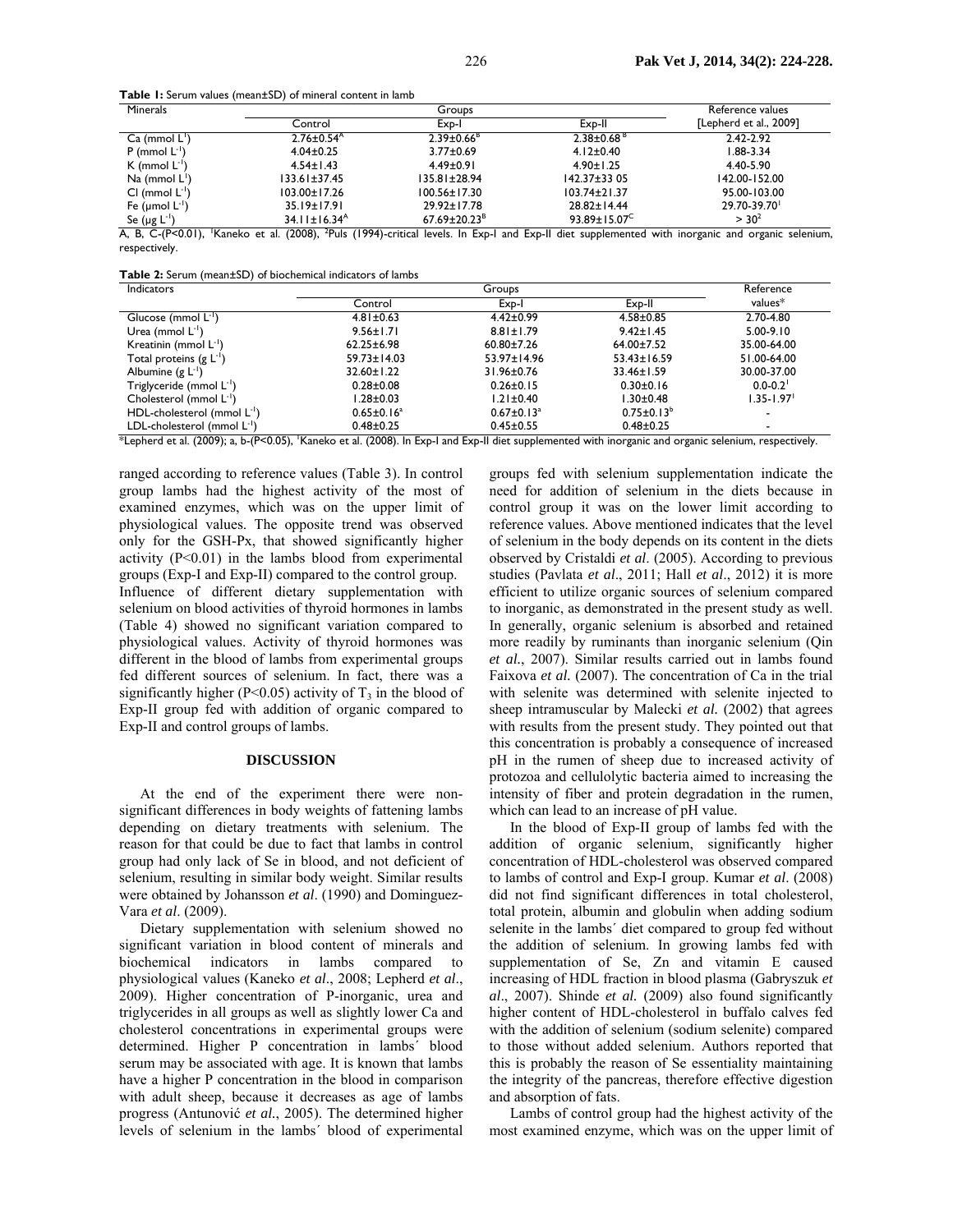**Table 1:** Serum values (mean±SD) of mineral content in lamb

| Minerals | Groups | | | Reference values |
|---|---|---|---|---|
| | Control | Exp-I | Exp-II | [Lepherd et al., 2009] |
| Ca (mmol $L^{-1}$) | 2.76±0.54[A] | 2.39±0.66[B] | 2.38±0.68[B] | 2.42-2.92 |
| P (mmol $L^{-1}$) | 4.04±0.25 | 3.77±0.69 | 4.12±0.40 | 1.88-3.34 |
| K (mmol $L^{-1}$) | 4.54±1.43 | 4.49±0.91 | 4.90±1.25 | 4.40-5.90 |
| Na (mmol $L^{-1}$) | 133.61±37.45 | 135.81±28.94 | 142.37±33 05 | 142.00-152.00 |
| Cl (mmol $L^{-1}$) | 103.00±17.26 | 100.56±17.30 | 103.74±21.37 | 95.00-103.00 |
| Fe (μmol $L^{-1}$) | 35.19±17.91 | 29.92±17.78 | 28.82±14.44 | 29.70-39.70[1] |
| Se (μg $L^{-1}$) | 34.11±16.34[A] | 67.69±20.23[B] | 93.89±15.07[C] | > 30[2] |

A, B, C-(P<0.01), [1]Kaneko et al. (2008), [2]Puls (1994)-critical levels. In Exp-I and Exp-II diet supplemented with inorganic and organic selenium, respectively.

**Table 2:** Serum (mean±SD) of biochemical indicators of lambs

| Indicators | Groups | | | Reference values* |
|---|---|---|---|---|
| | Control | Exp-I | Exp-II | |
| Glucose (mmol $L^{-1}$) | 4.81±0.63 | 4.42±0.99 | 4.58±0.85 | 2.70-4.80 |
| Urea (mmol $L^{-1}$) | 9.56±1.71 | 8.81±1.79 | 9.42±1.45 | 5.00-9.10 |
| Kreatinin (mmol $L^{-1}$) | 62.25±6.98 | 60.80±7.26 | 64.00±7.52 | 35.00-64.00 |
| Total proteins (g $L^{-1}$) | 59.73±14.03 | 53.97±14.96 | 53.43±16.59 | 51.00-64.00 |
| Albumine (g $L^{-1}$) | 32.60±1.22 | 31.96±0.76 | 33.46±1.59 | 30.00-37.00 |
| Triglyceride (mmol $L^{-1}$) | 0.28±0.08 | 0.26±0.15 | 0.30±0.16 | 0.0-0.2[1] |
| Cholesterol (mmol $L^{-1}$) | 1.28±0.03 | 1.21±0.40 | 1.30±0.48 | 1.35-1.97[1] |
| HDL-cholesterol (mmol $L^{-1}$) | 0.65±0.16[a] | 0.67±0.13[a] | 0.75±0.13[b] | - |
| LDL-cholesterol (mmol $L^{-1}$) | 0.48±0.25 | 0.45±0.55 | 0.48±0.25 | - |

*Lepherd et al. (2009); a, b-(P<0.05), [1]Kaneko et al. (2008). In Exp-I and Exp-II diet supplemented with inorganic and organic selenium, respectively.

ranged according to reference values (Table 3). In control group lambs had the highest activity of the most of examined enzymes, which was on the upper limit of physiological values. The opposite trend was observed only for the GSH-Px, that showed significantly higher activity (P<0.01) in the lambs blood from experimental groups (Exp-I and Exp-II) compared to the control group.

Influence of different dietary supplementation with selenium on blood activities of thyroid hormones in lambs (Table 4) showed no significant variation compared to physiological values. Activity of thyroid hormones was different in the blood of lambs from experimental groups fed different sources of selenium. In fact, there was a significantly higher (P<0.05) activity of $T_3$ in the blood of Exp-II group fed with addition of organic compared to Exp-II and control groups of lambs.

## DISCUSSION

At the end of the experiment there were non-significant differences in body weights of fattening lambs depending on dietary treatments with selenium. The reason for that could be due to fact that lambs in control group had only lack of Se in blood, and not deficient of selenium, resulting in similar body weight. Similar results were obtained by Johansson *et al*. (1990) and Dominguez-Vara *et al*. (2009).

Dietary supplementation with selenium showed no significant variation in blood content of minerals and biochemical indicators in lambs compared to physiological values (Kaneko *et al*., 2008; Lepherd *et al*., 2009). Higher concentration of P-inorganic, urea and triglycerides in all groups as well as slightly lower Ca and cholesterol concentrations in experimental groups were determined. Higher P concentration in lambs´ blood serum may be associated with age. It is known that lambs have a higher P concentration in the blood in comparison with adult sheep, because it decreases as age of lambs progress (Antunović *et al.*, 2005). The determined higher levels of selenium in the lambs´ blood of experimental groups fed with selenium supplementation indicate the need for addition of selenium in the diets because in control group it was on the lower limit according to reference values. Above mentioned indicates that the level of selenium in the body depends on its content in the diets observed by Cristaldi *et al*. (2005). According to previous studies (Pavlata *et al*., 2011; Hall *et al*., 2012) it is more efficient to utilize organic sources of selenium compared to inorganic, as demonstrated in the present study as well. In generally, organic selenium is absorbed and retained more readily by ruminants than inorganic selenium (Qin *et al*., 2007). Similar results carried out in lambs found Faixova *et al.* (2007). The concentration of Ca in the trial with selenite was determined with selenite injected to sheep intramuscular by Malecki *et al.* (2002) that agrees with results from the present study. They pointed out that this concentration is probably a consequence of increased pH in the rumen of sheep due to increased activity of protozoa and cellulolytic bacteria aimed to increasing the intensity of fiber and protein degradation in the rumen, which can lead to an increase of pH value.

In the blood of Exp-II group of lambs fed with the addition of organic selenium, significantly higher concentration of HDL-cholesterol was observed compared to lambs of control and Exp-I group. Kumar *et al*. (2008) did not find significant differences in total cholesterol, total protein, albumin and globulin when adding sodium selenite in the lambs´ diet compared to group fed without the addition of selenium. In growing lambs fed with supplementation of Se, Zn and vitamin E caused increasing of HDL fraction in blood plasma (Gabryszuk *et al*., 2007). Shinde *et al.* (2009) also found significantly higher content of HDL-cholesterol in buffalo calves fed with the addition of selenium (sodium selenite) compared to those without added selenium. Authors reported that this is probably the reason of Se essentiality maintaining the integrity of the pancreas, therefore effective digestion and absorption of fats.

Lambs of control group had the highest activity of the most examined enzyme, which was on the upper limit of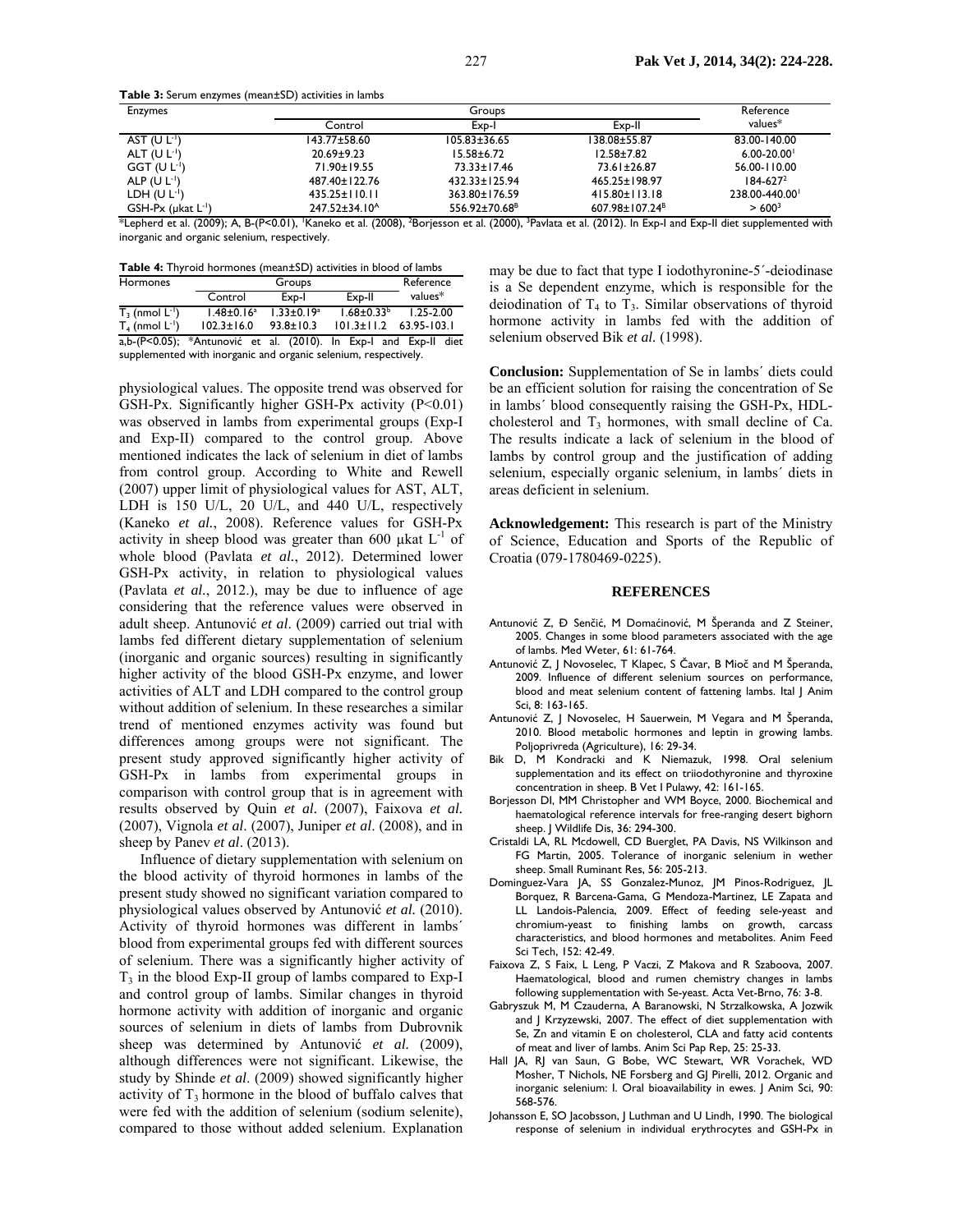**Table 3:** Serum enzymes (mean±SD) activities in lambs

| Enzymes | Groups | | | Reference values* |
|---|---|---|---|---|
| | Control | Exp-I | Exp-II | |
| AST (U $L^{-1}$) | 143.77±58.60 | 105.83±36.65 | 138.08±55.87 | 83.00-140.00 |
| ALT (U $L^{-1}$) | 20.69±9.23 | 15.58±6.72 | 12.58±7.82 | 6.00-20.00[1] |
| GGT (U $L^{-1}$) | 71.90±19.55 | 73.33±17.46 | 73.61±26.87 | 56.00-110.00 |
| ALP (U $L^{-1}$) | 487.40±122.76 | 432.33±125.94 | 465.25±198.97 | 184-627[2] |
| LDH (U $L^{-1}$) | 435.25±110.11 | 363.80±176.35 | 415.80±113.18 | 238.00-440.00[1] |
| GSH-Px (µkat $L^{-1}$) | 247.52±34.10[A] | 556.92±70.68[B] | 607.98±107.24[B] | > 600[3] |

*Lepherd et al. (2009); A, B-(P<0.01), [1]Kaneko et al. (2008), [2]Borjesson et al. (2000), [3]Pavlata et al. (2012). In Exp-I and Exp-II diet supplemented with inorganic and organic selenium, respectively.

**Table 4:** Thyroid hormones (mean±SD) activities in blood of lambs

| Hormones | Groups | | | Reference values* |
|---|---|---|---|---|
| | Control | Exp-I | Exp-II | |
| $T_3$ (nmol $L^{-1}$) | 1.48±0.16[a] | 1.33±0.19[a] | 1.68±0.33[b] | 1.25-2.00 |
| $T_4$ (nmol $L^{-1}$) | 102.3±16.0 | 93.8±10.3 | 101.3±11.2 | 63.95-103.1 |

a,b-(P<0.05); *Antunović et al. (2010). In Exp-I and Exp-II diet supplemented with inorganic and organic selenium, respectively.

physiological values. The opposite trend was observed for GSH-Px. Significantly higher GSH-Px activity (P<0.01) was observed in lambs from experimental groups (Exp-I and Exp-II) compared to the control group. Above mentioned indicates the lack of selenium in diet of lambs from control group. According to White and Rewell (2007) upper limit of physiological values for AST, ALT, LDH is 150 U/L, 20 U/L, and 440 U/L, respectively (Kaneko *et al.*, 2008). Reference values for GSH-Px activity in sheep blood was greater than 600 µkat $L^{-1}$ of whole blood (Pavlata *et al.*, 2012). Determined lower GSH-Px activity, in relation to physiological values (Pavlata *et al.*, 2012.), may be due to influence of age considering that the reference values were observed in adult sheep. Antunović *et al*. (2009) carried out trial with lambs fed different dietary supplementation of selenium (inorganic and organic sources) resulting in significantly higher activity of the blood GSH-Px enzyme, and lower activities of ALT and LDH compared to the control group without addition of selenium. In these researches a similar trend of mentioned enzymes activity was found but differences among groups were not significant. The present study approved significantly higher activity of GSH-Px in lambs from experimental groups in comparison with control group that is in agreement with results observed by Quin *et al.* (2007), Faixova *et al.* (2007), Vignola *et al*. (2007), Juniper *et al*. (2008), and in sheep by Panev *et al*. (2013).

Influence of dietary supplementation with selenium on the blood activity of thyroid hormones in lambs of the present study showed no significant variation compared to physiological values observed by Antunović *et al.* (2010). Activity of thyroid hormones was different in lambs´ blood from experimental groups fed with different sources of selenium. There was a significantly higher activity of $T_3$ in the blood Exp-II group of lambs compared to Exp-I and control group of lambs. Similar changes in thyroid hormone activity with addition of inorganic and organic sources of selenium in diets of lambs from Dubrovnik sheep was determined by Antunović *et al.* (2009), although differences were not significant. Likewise, the study by Shinde *et al*. (2009) showed significantly higher activity of $T_3$ hormone in the blood of buffalo calves that were fed with the addition of selenium (sodium selenite), compared to those without added selenium. Explanation may be due to fact that type I iodothyronine-5´-deiodinase is a Se dependent enzyme, which is responsible for the deiodination of $T_4$ to $T_3$. Similar observations of thyroid hormone activity in lambs fed with the addition of selenium observed Bik *et al.* (1998).

**Conclusion:** Supplementation of Se in lambs´ diets could be an efficient solution for raising the concentration of Se in lambs´ blood consequently raising the GSH-Px, HDL-cholesterol and $T_3$ hormones, with small decline of Ca. The results indicate a lack of selenium in the blood of lambs by control group and the justification of adding selenium, especially organic selenium, in lambs´ diets in areas deficient in selenium.

**Acknowledgement:** This research is part of the Ministry of Science, Education and Sports of the Republic of Croatia (079-1780469-0225).

## REFERENCES

Antunović Z, Đ Senčić, M Domaćinović, M Šperanda and Z Steiner, 2005. Changes in some blood parameters associated with the age of lambs. Med Weter, 61: 61-764.

Antunović Z, J Novoselec, T Klapec, S Čavar, B Mioč and M Šperanda, 2009. Influence of different selenium sources on performance, blood and meat selenium content of fattening lambs. Ital J Anim Sci, 8: 163-165.

Antunović Z, J Novoselec, H Sauerwein, M Vegara and M Šperanda, 2010. Blood metabolic hormones and leptin in growing lambs. Poljoprivreda (Agriculture), 16: 29-34.

Bik D, M Kondracki and K Niemazuk, 1998. Oral selenium supplementation and its effect on triiodothyronine and thyroxine concentration in sheep. B Vet I Pulawy, 42: 161-165.

Borjesson DI, MM Christopher and WM Boyce, 2000. Biochemical and haematological reference intervals for free-ranging desert bighorn sheep. J Wildlife Dis, 36: 294-300.

Cristaldi LA, RL Mcdowell, CD Buerglet, PA Davis, NS Wilkinson and FG Martin, 2005. Tolerance of inorganic selenium in wether sheep. Small Ruminant Res, 56: 205-213.

Dominguez-Vara JA, SS Gonzalez-Munoz, JM Pinos-Rodriguez, JL Borquez, R Barcena-Gama, G Mendoza-Martinez, LE Zapata and LL Landois-Palencia, 2009. Effect of feeding sele-yeast and chromium-yeast to finishing lambs on growth, carcass characteristics, and blood hormones and metabolites. Anim Feed Sci Tech, 152: 42-49.

Faixova Z, S Faix, L Leng, P Vaczi, Z Makova and R Szaboova, 2007. Haematological, blood and rumen chemistry changes in lambs following supplementation with Se-yeast. Acta Vet-Brno, 76: 3-8.

Gabryszuk M, M Czauderna, A Baranowski, N Strzalkowska, A Jozwik and J Krzyzewski, 2007. The effect of diet supplementation with Se, Zn and vitamin E on cholesterol, CLA and fatty acid contents of meat and liver of lambs. Anim Sci Pap Rep, 25: 25-33.

Hall JA, RJ van Saun, G Bobe, WC Stewart, WR Vorachek, WD Mosher, T Nichols, NE Forsberg and GJ Pirelli, 2012. Organic and inorganic selenium: I. Oral bioavailability in ewes. J Anim Sci, 90: 568-576.

Johansson E, SO Jacobsson, J Luthman and U Lindh, 1990. The biological response of selenium in individual erythrocytes and GSH-Px in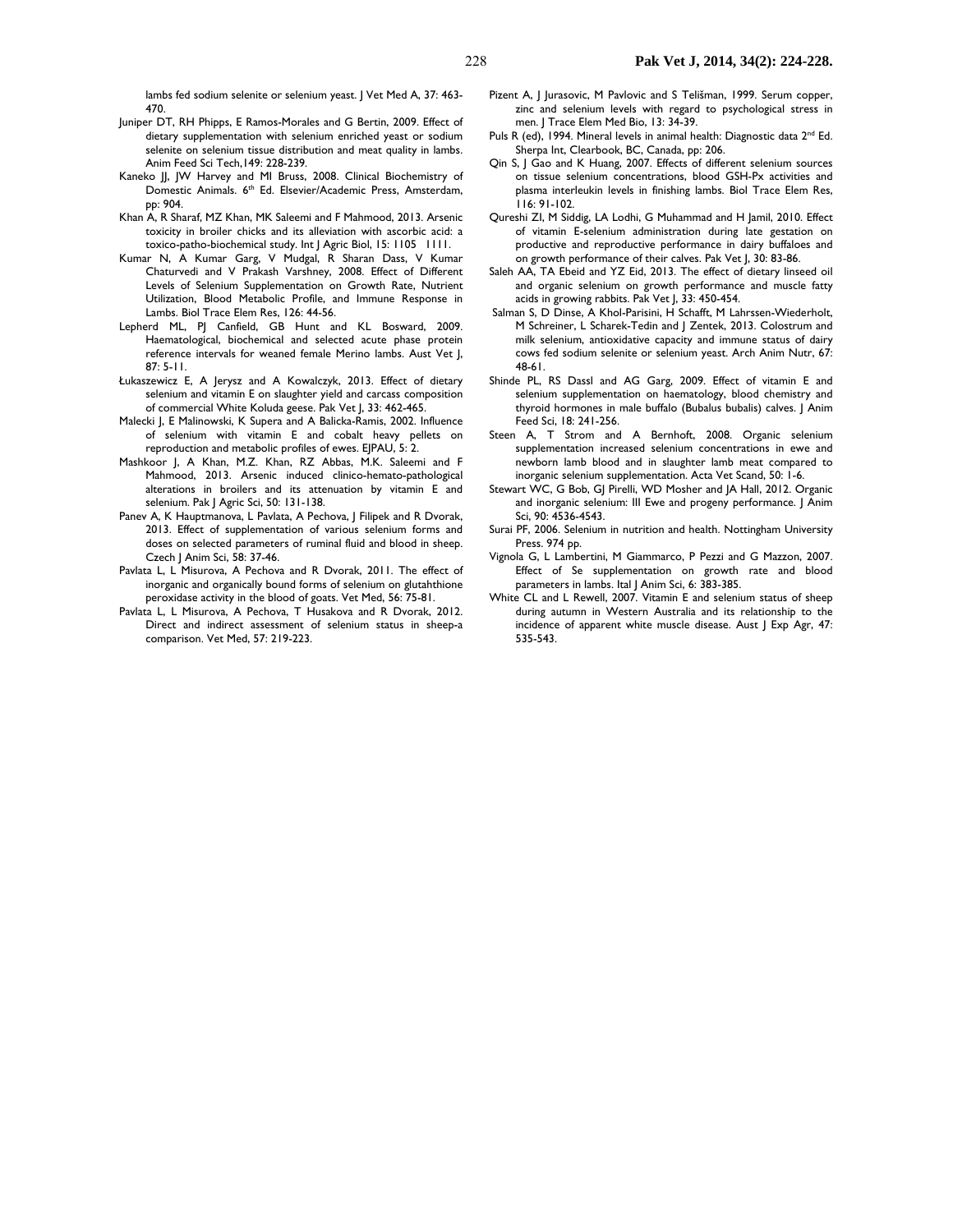lambs fed sodium selenite or selenium yeast. J Vet Med A, 37: 463-470.

Juniper DT, RH Phipps, E Ramos-Morales and G Bertin, 2009. Effect of dietary supplementation with selenium enriched yeast or sodium selenite on selenium tissue distribution and meat quality in lambs. Anim Feed Sci Tech,149: 228-239.

Kaneko JJ, JW Harvey and MI Bruss, 2008. Clinical Biochemistry of Domestic Animals. 6th Ed. Elsevier/Academic Press, Amsterdam, pp: 904.

Khan A, R Sharaf, MZ Khan, MK Saleemi and F Mahmood, 2013. Arsenic toxicity in broiler chicks and its alleviation with ascorbic acid: a toxico-patho-biochemical study. Int J Agric Biol, 15: 1105 1111.

Kumar N, A Kumar Garg, V Mudgal, R Sharan Dass, V Kumar Chaturvedi and V Prakash Varshney, 2008. Effect of Different Levels of Selenium Supplementation on Growth Rate, Nutrient Utilization, Blood Metabolic Profile, and Immune Response in Lambs. Biol Trace Elem Res, 126: 44-56.

Lepherd ML, PJ Canfield, GB Hunt and KL Bosward, 2009. Haematological, biochemical and selected acute phase protein reference intervals for weaned female Merino lambs. Aust Vet J, 87: 5-11.

Łukaszewicz E, A Jerysz and A Kowalczyk, 2013. Effect of dietary selenium and vitamin E on slaughter yield and carcass composition of commercial White Koluda geese. Pak Vet J, 33: 462-465.

Malecki J, E Malinowski, K Supera and A Balicka-Ramis, 2002. Influence of selenium with vitamin E and cobalt heavy pellets on reproduction and metabolic profiles of ewes. EJPAU, 5: 2.

Mashkoor J, A Khan, M.Z. Khan, RZ Abbas, M.K. Saleemi and F Mahmood, 2013. Arsenic induced clinico-hemato-pathological alterations in broilers and its attenuation by vitamin E and selenium. Pak J Agric Sci, 50: 131-138.

Panev A, K Hauptmanova, L Pavlata, A Pechova, J Filipek and R Dvorak, 2013. Effect of supplementation of various selenium forms and doses on selected parameters of ruminal fluid and blood in sheep. Czech J Anim Sci, 58: 37-46.

Pavlata L, L Misurova, A Pechova and R Dvorak, 2011. The effect of inorganic and organically bound forms of selenium on glutahthione peroxidase activity in the blood of goats. Vet Med, 56: 75-81.

Pavlata L, L Misurova, A Pechova, T Husakova and R Dvorak, 2012. Direct and indirect assessment of selenium status in sheep-a comparison. Vet Med, 57: 219-223.

Pizent A, J Jurasovic, M Pavlovic and S Telišman, 1999. Serum copper, zinc and selenium levels with regard to psychological stress in men. J Trace Elem Med Bio, 13: 34-39.

Puls R (ed), 1994. Mineral levels in animal health: Diagnostic data 2nd Ed. Sherpa Int, Clearbook, BC, Canada, pp: 206.

Qin S, J Gao and K Huang, 2007. Effects of different selenium sources on tissue selenium concentrations, blood GSH-Px activities and plasma interleukin levels in finishing lambs. Biol Trace Elem Res, 116: 91-102.

Qureshi ZI, M Siddig, LA Lodhi, G Muhammad and H Jamil, 2010. Effect of vitamin E-selenium administration during late gestation on productive and reproductive performance in dairy buffaloes and on growth performance of their calves. Pak Vet J, 30: 83-86.

Saleh AA, TA Ebeid and YZ Eid, 2013. The effect of dietary linseed oil and organic selenium on growth performance and muscle fatty acids in growing rabbits. Pak Vet J, 33: 450-454.

Salman S, D Dinse, A Khol-Parisini, H Schafft, M Lahrssen-Wiederholt, M Schreiner, L Scharek-Tedin and J Zentek, 2013. Colostrum and milk selenium, antioxidative capacity and immune status of dairy cows fed sodium selenite or selenium yeast. Arch Anim Nutr, 67: 48-61.

Shinde PL, RS Dassl and AG Garg, 2009. Effect of vitamin E and selenium supplementation on haematology, blood chemistry and thyroid hormones in male buffalo (Bubalus bubalis) calves. J Anim Feed Sci, 18: 241-256.

Steen A, T Strom and A Bernhoft, 2008. Organic selenium supplementation increased selenium concentrations in ewe and newborn lamb blood and in slaughter lamb meat compared to inorganic selenium supplementation. Acta Vet Scand, 50: 1-6.

Stewart WC, G Bob, GJ Pirelli, WD Mosher and JA Hall, 2012. Organic and inorganic selenium: III Ewe and progeny performance. J Anim Sci, 90: 4536-4543.

Surai PF, 2006. Selenium in nutrition and health. Nottingham University Press. 974 pp.

Vignola G, L Lambertini, M Giammarco, P Pezzi and G Mazzon, 2007. Effect of Se supplementation on growth rate and blood parameters in lambs. Ital J Anim Sci, 6: 383-385.

White CL and L Rewell, 2007. Vitamin E and selenium status of sheep during autumn in Western Australia and its relationship to the incidence of apparent white muscle disease. Aust J Exp Agr, 47: 535-543.